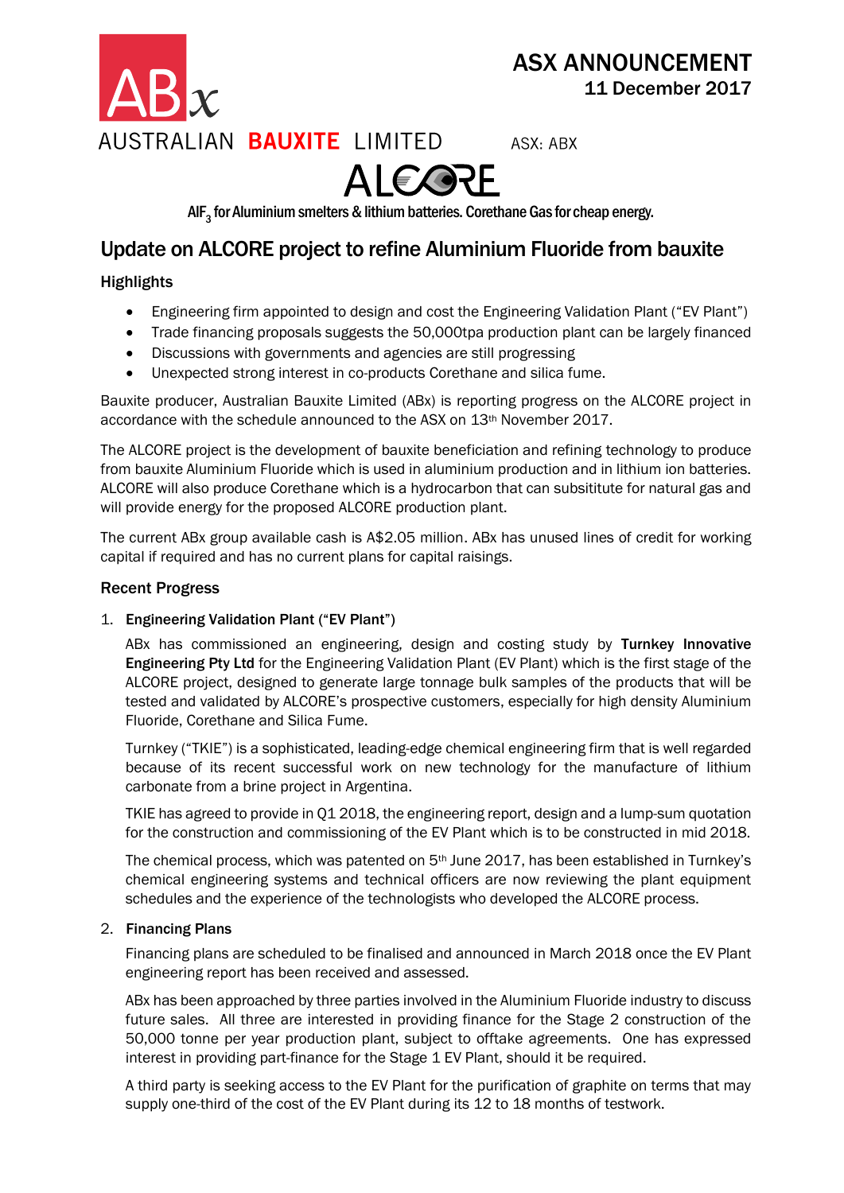ABx

AUSTRALIAN **BAUXITE** LIMITED

# ASX ANNOUNCEMENT
**11 December 2017**

ASX: ABX

ALCORE

$AlF_3$ for Aluminium smelters & lithium batteries. Corethane Gas for cheap energy.

## Update on ALCORE project to refine Aluminium Fluoride from bauxite

### Highlights

- Engineering firm appointed to design and cost the Engineering Validation Plant ("EV Plant")
- Trade financing proposals suggests the 50,000tpa production plant can be largely financed
- Discussions with governments and agencies are still progressing
- Unexpected strong interest in co-products Corethane and silica fume.

Bauxite producer, Australian Bauxite Limited (ABx) is reporting progress on the ALCORE project in accordance with the schedule announced to the ASX on 13th November 2017.

The ALCORE project is the development of bauxite beneficiation and refining technology to produce from bauxite Aluminium Fluoride which is used in aluminium production and in lithium ion batteries. ALCORE will also produce Corethane which is a hydrocarbon that can subsititute for natural gas and will provide energy for the proposed ALCORE production plant.

The current ABx group available cash is A$2.05 million. ABx has unused lines of credit for working capital if required and has no current plans for capital raisings.

### Recent Progress

1. **Engineering Validation Plant ("EV Plant")**

   ABx has commissioned an engineering, design and costing study by **Turnkey Innovative Engineering Pty Ltd** for the Engineering Validation Plant (EV Plant) which is the first stage of the ALCORE project, designed to generate large tonnage bulk samples of the products that will be tested and validated by ALCORE's prospective customers, especially for high density Aluminium Fluoride, Corethane and Silica Fume.

   Turnkey ("TKIE") is a sophisticated, leading-edge chemical engineering firm that is well regarded because of its recent successful work on new technology for the manufacture of lithium carbonate from a brine project in Argentina.

   TKIE has agreed to provide in Q1 2018, the engineering report, design and a lump-sum quotation for the construction and commissioning of the EV Plant which is to be constructed in mid 2018.

   The chemical process, which was patented on 5th June 2017, has been established in Turnkey's chemical engineering systems and technical officers are now reviewing the plant equipment schedules and the experience of the technologists who developed the ALCORE process.

2. **Financing Plans**

   Financing plans are scheduled to be finalised and announced in March 2018 once the EV Plant engineering report has been received and assessed.

   ABx has been approached by three parties involved in the Aluminium Fluoride industry to discuss future sales. All three are interested in providing finance for the Stage 2 construction of the 50,000 tonne per year production plant, subject to offtake agreements. One has expressed interest in providing part-finance for the Stage 1 EV Plant, should it be required.

   A third party is seeking access to the EV Plant for the purification of graphite on terms that may supply one-third of the cost of the EV Plant during its 12 to 18 months of testwork.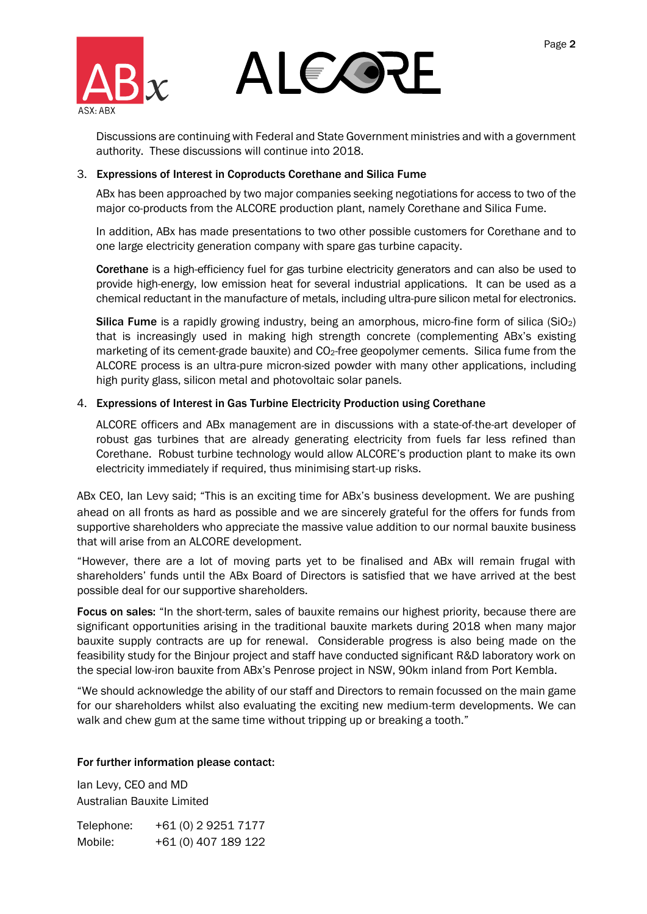Discussions are continuing with Federal and State Government ministries and with a government authority. These discussions will continue into 2018.

3. **Expressions of Interest in Coproducts Corethane and Silica Fume**

   ABx has been approached by two major companies seeking negotiations for access to two of the major co-products from the ALCORE production plant, namely Corethane and Silica Fume.

   In addition, ABx has made presentations to two other possible customers for Corethane and to one large electricity generation company with spare gas turbine capacity.

   **Corethane** is a high-efficiency fuel for gas turbine electricity generators and can also be used to provide high-energy, low emission heat for several industrial applications. It can be used as a chemical reductant in the manufacture of metals, including ultra-pure silicon metal for electronics.

   **Silica Fume** is a rapidly growing industry, being an amorphous, micro-fine form of silica ($SiO_2$) that is increasingly used in making high strength concrete (complementing ABx's existing marketing of its cement-grade bauxite) and $CO_2$-free geopolymer cements. Silica fume from the ALCORE process is an ultra-pure micron-sized powder with many other applications, including high purity glass, silicon metal and photovoltaic solar panels.

4. **Expressions of Interest in Gas Turbine Electricity Production using Corethane**

   ALCORE officers and ABx management are in discussions with a state-of-the-art developer of robust gas turbines that are already generating electricity from fuels far less refined than Corethane. Robust turbine technology would allow ALCORE's production plant to make its own electricity immediately if required, thus minimising start-up risks.

ABx CEO, Ian Levy said; "This is an exciting time for ABx's business development. We are pushing ahead on all fronts as hard as possible and we are sincerely grateful for the offers for funds from supportive shareholders who appreciate the massive value addition to our normal bauxite business that will arise from an ALCORE development.

"However, there are a lot of moving parts yet to be finalised and ABx will remain frugal with shareholders' funds until the ABx Board of Directors is satisfied that we have arrived at the best possible deal for our supportive shareholders.

**Focus on sales:** "In the short-term, sales of bauxite remains our highest priority, because there are significant opportunities arising in the traditional bauxite markets during 2018 when many major bauxite supply contracts are up for renewal. Considerable progress is also being made on the feasibility study for the Binjour project and staff have conducted significant R&D laboratory work on the special low-iron bauxite from ABx's Penrose project in NSW, 90km inland from Port Kembla.

"We should acknowledge the ability of our staff and Directors to remain focussed on the main game for our shareholders whilst also evaluating the exciting new medium-term developments. We can walk and chew gum at the same time without tripping up or breaking a tooth."

**For further information please contact:**

Ian Levy, CEO and MD
Australian Bauxite Limited

Telephone: +61 (0) 2 9251 7177
Mobile: +61 (0) 407 189 122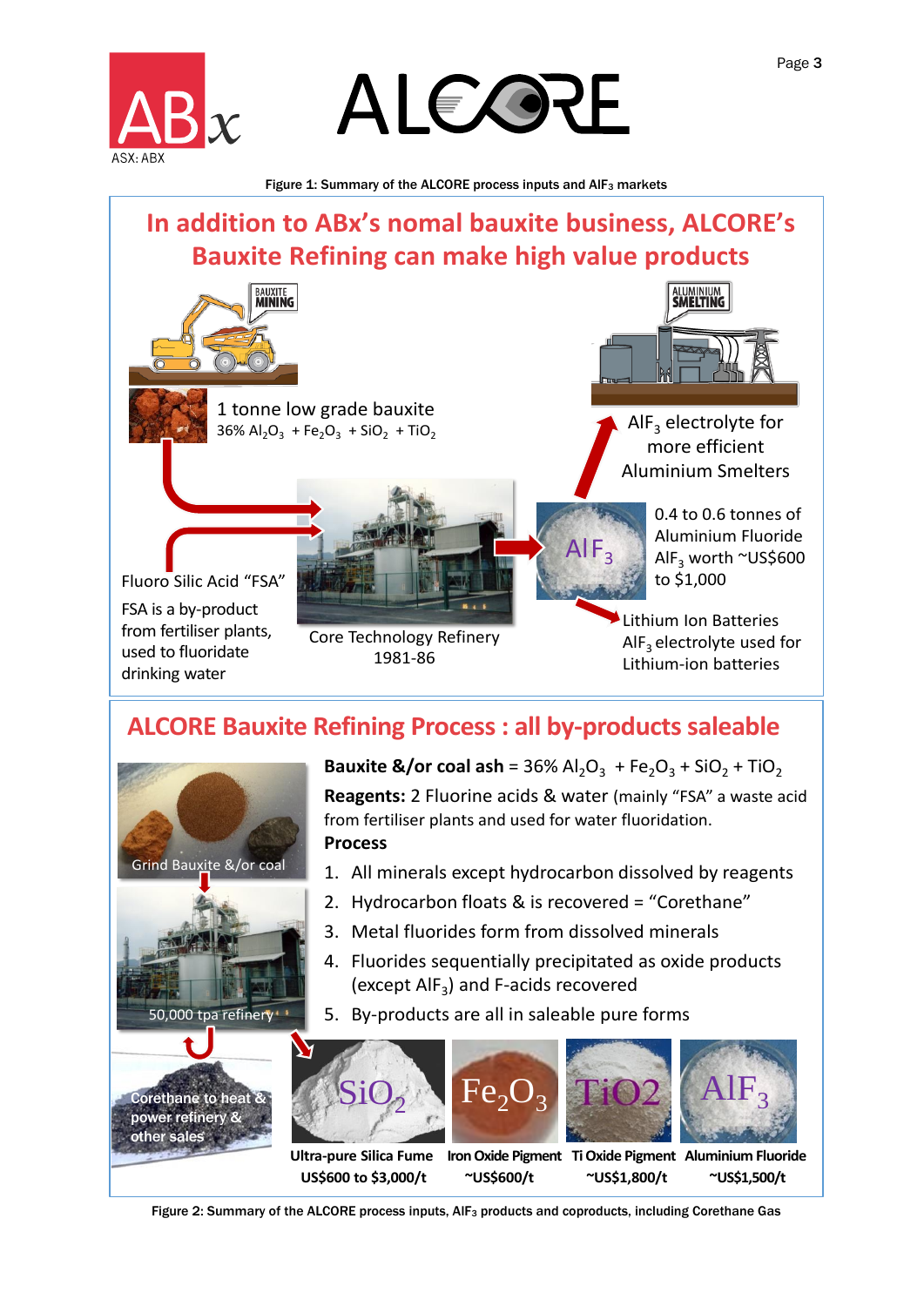Figure 1: Summary of the ALCORE process inputs and $AlF_3$ markets

## In addition to ABx's nomal bauxite business, ALCORE's Bauxite Refining can make high value products

BAUXITE MINING

1 tonne low grade bauxite
36% $Al_2O_3$ + $Fe_2O_3$ + $SiO_2$ + $TiO_2$

Fluoro Silic Acid "FSA"

FSA is a by-product from fertiliser plants, used to fluoridate drinking water

Core Technology Refinery 1981-86

$AlF_3$

0.4 to 0.6 tonnes of Aluminium Fluoride $AlF_3$ worth ~US$600 to $1,000

ALUMINIUM SMELTING

$AlF_3$ electrolyte for more efficient Aluminium Smelters

Lithium Ion Batteries
$AlF_3$ electrolyte used for Lithium-ion batteries

## ALCORE Bauxite Refining Process : all by-products saleable

**Bauxite &/or coal ash** = 36% $Al_2O_3$ + $Fe_2O_3$ + $SiO_2$ + $TiO_2$

**Reagents:** 2 Fluorine acids & water (mainly "FSA" a waste acid from fertiliser plants and used for water fluoridation.

**Process**

1. All minerals except hydrocarbon dissolved by reagents
2. Hydrocarbon floats & is recovered = "Corethane"
3. Metal fluorides form from dissolved minerals
4. Fluorides sequentially precipitated as oxide products (except $AlF_3$) and F-acids recovered
5. By-products are all in saleable pure forms

Grind Bauxite &/or coal

50,000 tpa refinery

Corethane to heat & power refinery & other sales

| $SiO_2$ | $Fe_2O_3$ | TiO2 | $AlF_3$ |
|---|---|---|---|
| **Ultra-pure Silica Fume** | **Iron Oxide Pigment** | **Ti Oxide Pigment** | **Aluminium Fluoride** |
| **US$600 to $3,000/t** | **~US$600/t** | **~US$1,800/t** | **~US$1,500/t** |

Figure 2: Summary of the ALCORE process inputs, $AlF_3$ products and coproducts, including Corethane Gas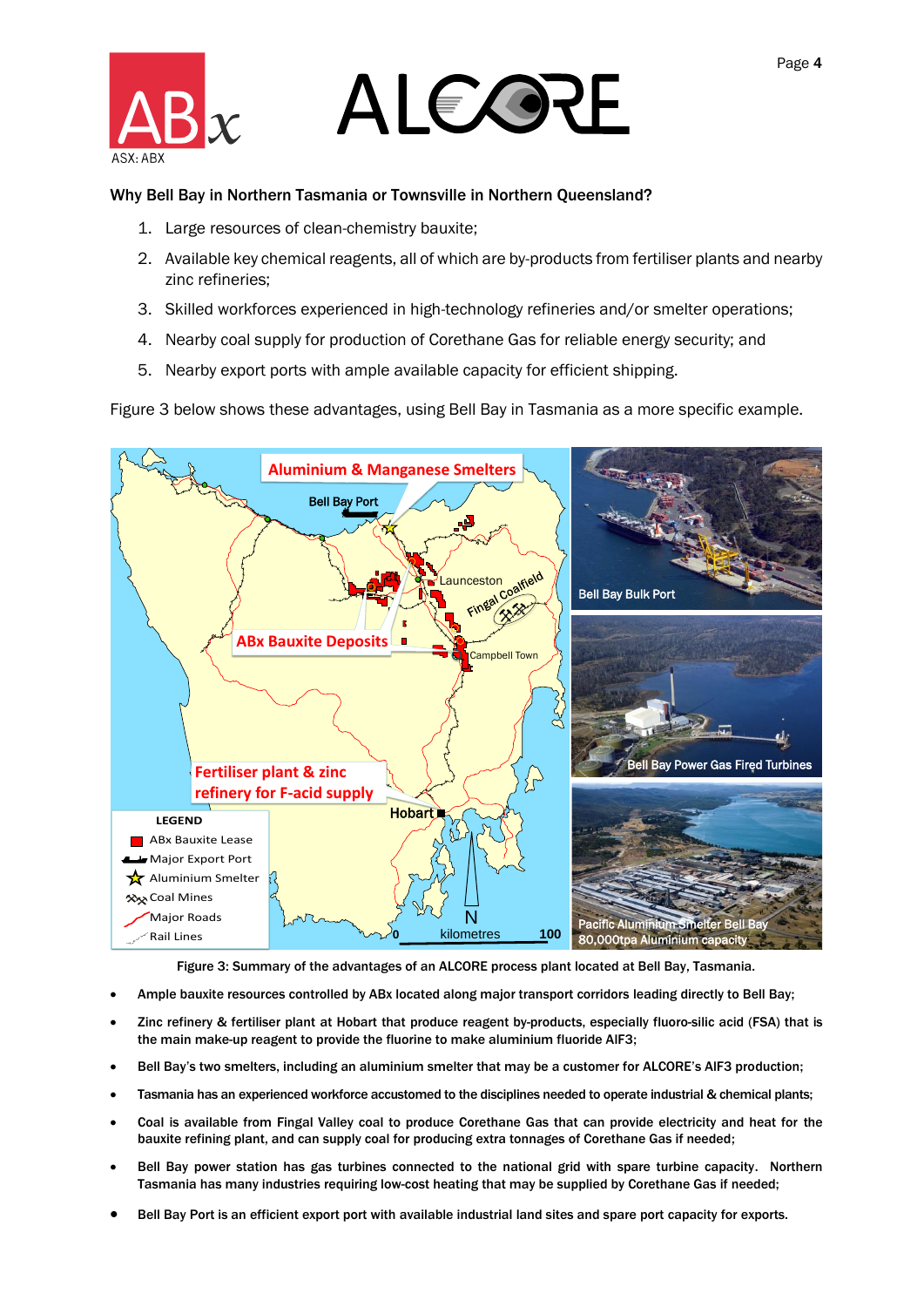**Why Bell Bay in Northern Tasmania or Townsville in Northern Queensland?**

1. Large resources of clean-chemistry bauxite;
2. Available key chemical reagents, all of which are by-products from fertiliser plants and nearby zinc refineries;
3. Skilled workforces experienced in high-technology refineries and/or smelter operations;
4. Nearby coal supply for production of Corethane Gas for reliable energy security; and
5. Nearby export ports with ample available capacity for efficient shipping.

Figure 3 below shows these advantages, using Bell Bay in Tasmania as a more specific example.

Figure 3: Summary of the advantages of an ALCORE process plant located at Bell Bay, Tasmania.

- Ample bauxite resources controlled by ABx located along major transport corridors leading directly to Bell Bay;
- Zinc refinery & fertiliser plant at Hobart that produce reagent by-products, especially fluoro-silic acid (FSA) that is the main make-up reagent to provide the fluorine to make aluminium fluoride $AlF_3$;
- Bell Bay's two smelters, including an aluminium smelter that may be a customer for ALCORE's $AlF_3$ production;
- Tasmania has an experienced workforce accustomed to the disciplines needed to operate industrial & chemical plants;
- Coal is available from Fingal Valley coal to produce Corethane Gas that can provide electricity and heat for the bauxite refining plant, and can supply coal for producing extra tonnages of Corethane Gas if needed;
- Bell Bay power station has gas turbines connected to the national grid with spare turbine capacity. Northern Tasmania has many industries requiring low-cost heating that may be supplied by Corethane Gas if needed;
- Bell Bay Port is an efficient export port with available industrial land sites and spare port capacity for exports.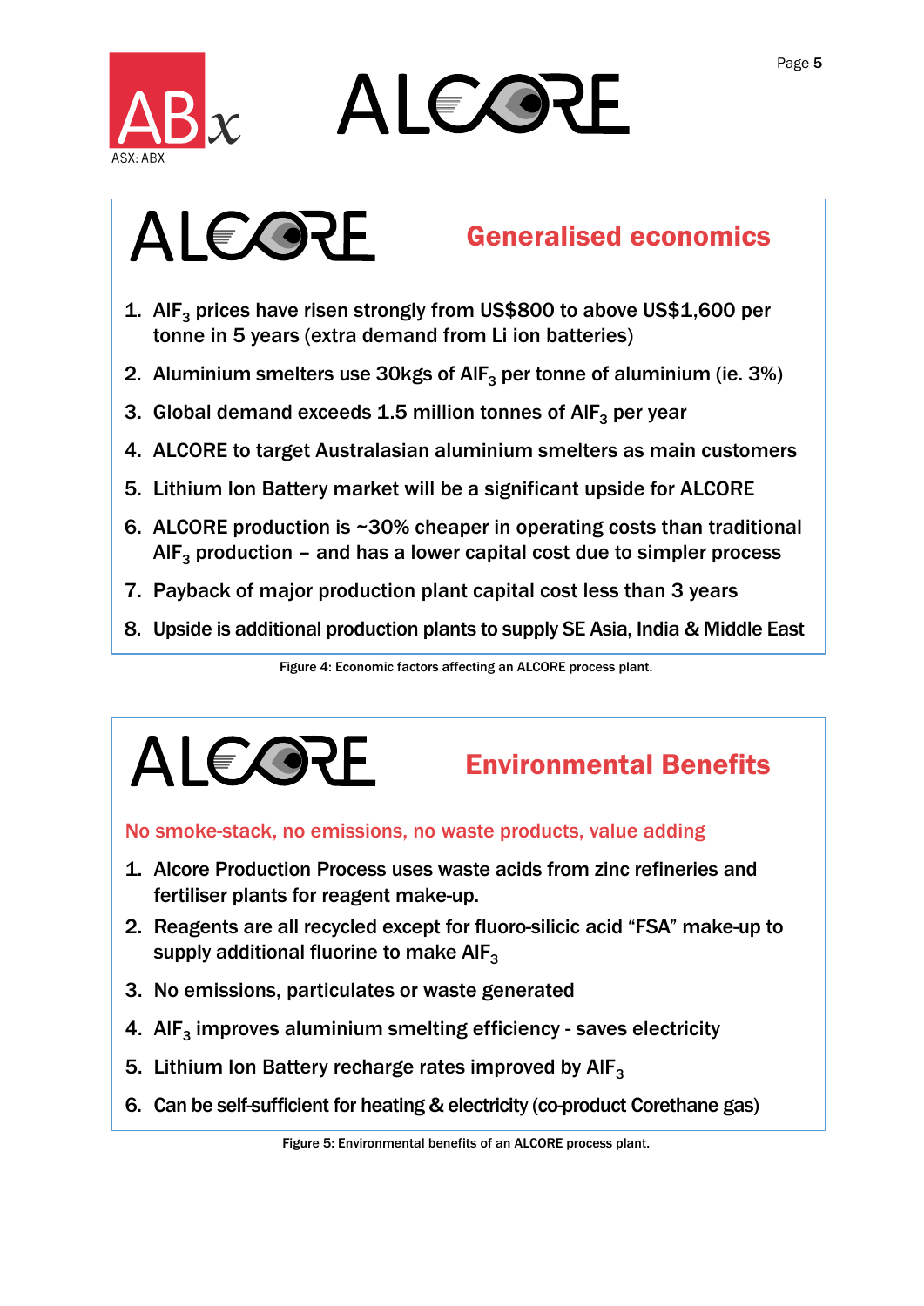## ALCORE Generalised economics

1. $AlF_3$ prices have risen strongly from US$800 to above US$1,600 per tonne in 5 years (extra demand from Li ion batteries)
2. Aluminium smelters use 30kgs of $AlF_3$ per tonne of aluminium (ie. 3%)
3. Global demand exceeds 1.5 million tonnes of $AlF_3$ per year
4. ALCORE to target Australasian aluminium smelters as main customers
5. Lithium Ion Battery market will be a significant upside for ALCORE
6. ALCORE production is ~30% cheaper in operating costs than traditional $AlF_3$ production – and has a lower capital cost due to simpler process
7. Payback of major production plant capital cost less than 3 years
8. Upside is additional production plants to supply SE Asia, India & Middle East

Figure 4: Economic factors affecting an ALCORE process plant.

## ALCORE Environmental Benefits

No smoke-stack, no emissions, no waste products, value adding

1. Alcore Production Process uses waste acids from zinc refineries and fertiliser plants for reagent make-up.
2. Reagents are all recycled except for fluoro-silicic acid "FSA" make-up to supply additional fluorine to make $AlF_3$
3. No emissions, particulates or waste generated
4. $AlF_3$ improves aluminium smelting efficiency - saves electricity
5. Lithium Ion Battery recharge rates improved by $AlF_3$
6. Can be self-sufficient for heating & electricity (co-product Corethane gas)

Figure 5: Environmental benefits of an ALCORE process plant.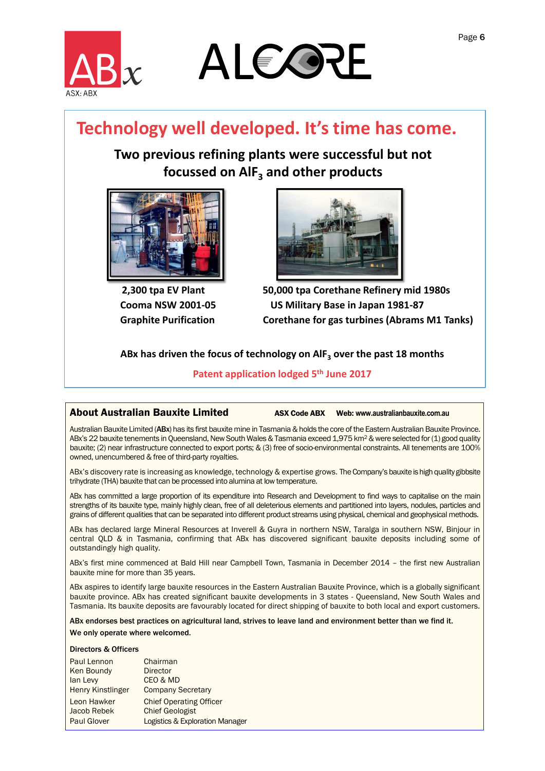ASX: ABX

# Technology well developed. It's time has come.

## Two previous refining plants were successful but not focussed on $AlF_3$ and other products

**2,300 tpa EV Plant**
**Cooma NSW 2001-05**
**Graphite Purification**

**50,000 tpa Corethane Refinery mid 1980s**
**US Military Base in Japan 1981-87**
**Corethane for gas turbines (Abrams M1 Tanks)**

**ABx has driven the focus of technology on $AlF_3$ over the past 18 months**

**Patent application lodged 5th June 2017**

## About Australian Bauxite Limited

**ASX Code ABX** **Web: www.australianbauxite.com.au**

Australian Bauxite Limited (**ABx**) has its first bauxite mine in Tasmania & holds the core of the Eastern Australian Bauxite Province. ABx's 22 bauxite tenements in Queensland, New South Wales & Tasmania exceed 1,975 km$^2$ & were selected for (1) good quality bauxite; (2) near infrastructure connected to export ports; & (3) free of socio-environmental constraints. All tenements are 100% owned, unencumbered & free of third-party royalties.

ABx's discovery rate is increasing as knowledge, technology & expertise grows. The Company's bauxite is high quality gibbsite trihydrate (THA) bauxite that can be processed into alumina at low temperature.

ABx has committed a large proportion of its expenditure into Research and Development to find ways to capitalise on the main strengths of its bauxite type, mainly highly clean, free of all deleterious elements and partitioned into layers, nodules, particles and grains of different qualities that can be separated into different product streams using physical, chemical and geophysical methods.

ABx has declared large Mineral Resources at Inverell & Guyra in northern NSW, Taralga in southern NSW, Binjour in central QLD & in Tasmania, confirming that ABx has discovered significant bauxite deposits including some of outstandingly high quality.

ABx's first mine commenced at Bald Hill near Campbell Town, Tasmania in December 2014 – the first new Australian bauxite mine for more than 35 years.

ABx aspires to identify large bauxite resources in the Eastern Australian Bauxite Province, which is a globally significant bauxite province. ABx has created significant bauxite developments in 3 states - Queensland, New South Wales and Tasmania. Its bauxite deposits are favourably located for direct shipping of bauxite to both local and export customers.

**ABx endorses best practices on agricultural land, strives to leave land and environment better than we find it.**
**We only operate where welcomed.**

**Directors & Officers**

| | |
|---|---|
| Paul Lennon | Chairman |
| Ken Boundy | Director |
| Ian Levy | CEO & MD |
| Henry Kinstlinger | Company Secretary |
| Leon Hawker | Chief Operating Officer |
| Jacob Rebek | Chief Geologist |
| Paul Glover | Logistics & Exploration Manager |